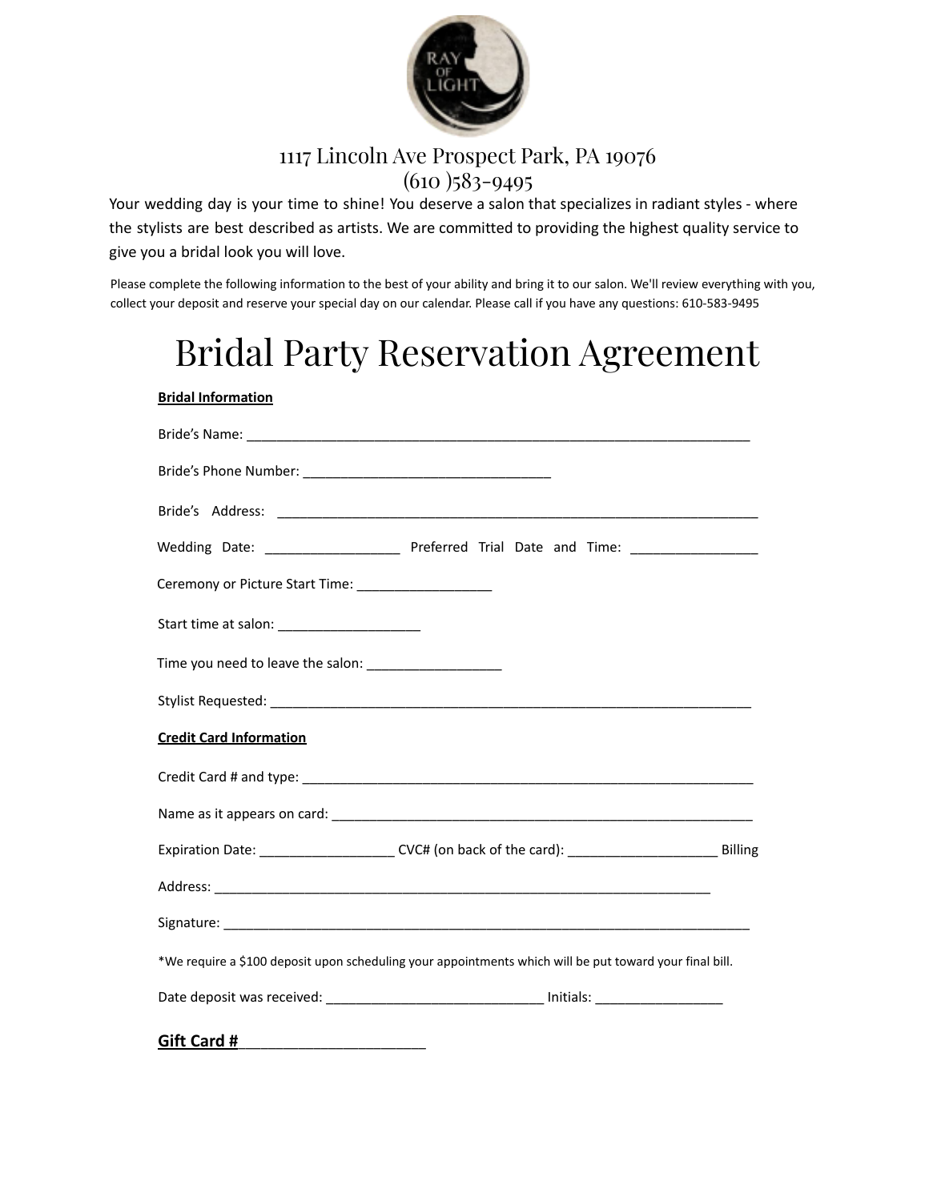RAY OF LIGHT

1117 Lincoln Ave Prospect Park, PA 19076
(610 )583-9495

Your wedding day is your time to shine! You deserve a salon that specializes in radiant styles - where the stylists are best described as artists. We are committed to providing the highest quality service to give you a bridal look you will love.

Please complete the following information to the best of your ability and bring it to our salon. We'll review everything with you, collect your deposit and reserve your special day on our calendar. Please call if you have any questions: 610-583-9495

# Bridal Party Reservation Agreement

**Bridal Information**

Bride's Name: ___________________________________________________________________

Bride's Phone Number: ________________________________

Bride's Address: ________________________________________________________________

Wedding Date: _________________ Preferred Trial Date and Time: ________________

Ceremony or Picture Start Time: _________________

Start time at salon: __________________

Time you need to leave the salon: _________________

Stylist Requested: ______________________________________________________________

**Credit Card Information**

Credit Card # and type: ___________________________________________________________

Name as it appears on card: _______________________________________________________

Expiration Date: _________________ CVC# (on back of the card): ___________________ Billing Address: ___________________________________________________________________

Signature: _______________________________________________________________________

*We require a $100 deposit upon scheduling your appointments which will be put toward your final bill.

Date deposit was received: _____________________________ Initials: ________________

**Gift Card #**________________________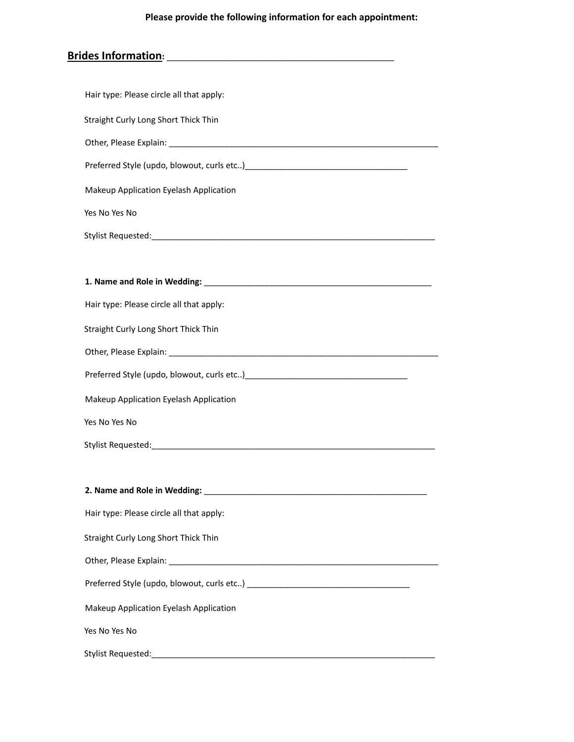**Please provide the following information for each appointment:**

## **Brides Information**: _____________________________________________

Hair type: Please circle all that apply:

Straight Curly Long Short Thick Thin

Other, Please Explain: ___________________________________________________________

Preferred Style (updo, blowout, curls etc..)__________________________________

Makeup Application Eyelash Application

Yes No Yes No

Stylist Requested:_______________________________________________________________

**1. Name and Role in Wedding:** ____________________________________________

Hair type: Please circle all that apply:

Straight Curly Long Short Thick Thin

Other, Please Explain: ___________________________________________________________

Preferred Style (updo, blowout, curls etc..)__________________________________

Makeup Application Eyelash Application

Yes No Yes No

Stylist Requested:_______________________________________________________________

**2. Name and Role in Wedding:** ____________________________________________

Hair type: Please circle all that apply:

Straight Curly Long Short Thick Thin

Other, Please Explain: ___________________________________________________________

Preferred Style (updo, blowout, curls etc..) __________________________________

Makeup Application Eyelash Application

Yes No Yes No

Stylist Requested:_______________________________________________________________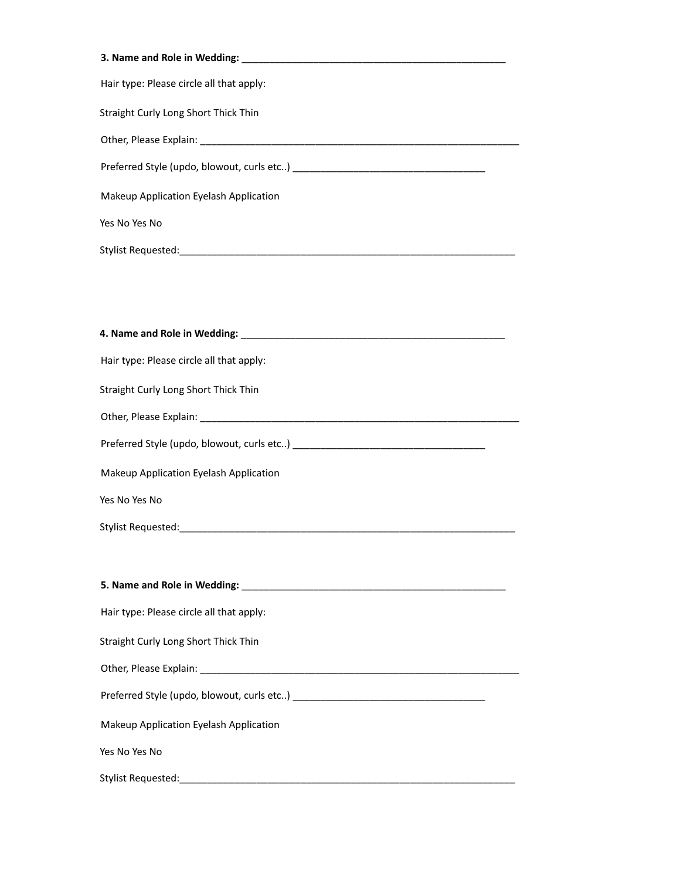**3. Name and Role in Wedding:** ________________________________________________

Hair type: Please circle all that apply:

Straight Curly Long Short Thick Thin

Other, Please Explain: ____________________________________________________________

Preferred Style (updo, blowout, curls etc..) ___________________________________

Makeup Application Eyelash Application

Yes No Yes No

Stylist Requested:______________________________________________________________

**4. Name and Role in Wedding:** ________________________________________________

Hair type: Please circle all that apply:

Straight Curly Long Short Thick Thin

Other, Please Explain: ____________________________________________________________

Preferred Style (updo, blowout, curls etc..) ___________________________________

Makeup Application Eyelash Application

Yes No Yes No

Stylist Requested:______________________________________________________________

**5. Name and Role in Wedding:** ________________________________________________

Hair type: Please circle all that apply:

Straight Curly Long Short Thick Thin

Other, Please Explain: ____________________________________________________________

Preferred Style (updo, blowout, curls etc..) ___________________________________

Makeup Application Eyelash Application

Yes No Yes No

Stylist Requested:______________________________________________________________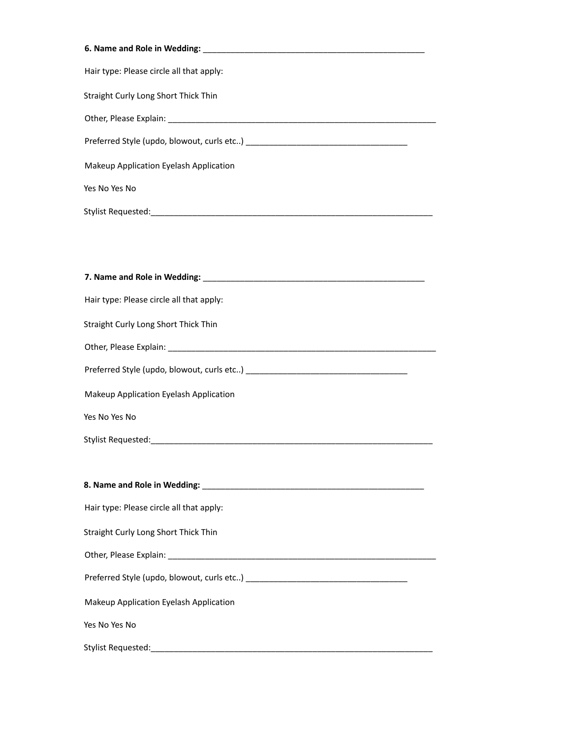**6. Name and Role in Wedding:** _________________________________________________

Hair type: Please circle all that apply:

Straight Curly Long Short Thick Thin

Other, Please Explain: ____________________________________________________________

Preferred Style (updo, blowout, curls etc..) ___________________________________

Makeup Application Eyelash Application

Yes No Yes No

Stylist Requested:______________________________________________________________

**7. Name and Role in Wedding:** _________________________________________________

Hair type: Please circle all that apply:

Straight Curly Long Short Thick Thin

Other, Please Explain: ____________________________________________________________

Preferred Style (updo, blowout, curls etc..) ___________________________________

Makeup Application Eyelash Application

Yes No Yes No

Stylist Requested:______________________________________________________________

**8. Name and Role in Wedding:** _________________________________________________

Hair type: Please circle all that apply:

Straight Curly Long Short Thick Thin

Other, Please Explain: ____________________________________________________________

Preferred Style (updo, blowout, curls etc..) ___________________________________

Makeup Application Eyelash Application

Yes No Yes No

Stylist Requested:______________________________________________________________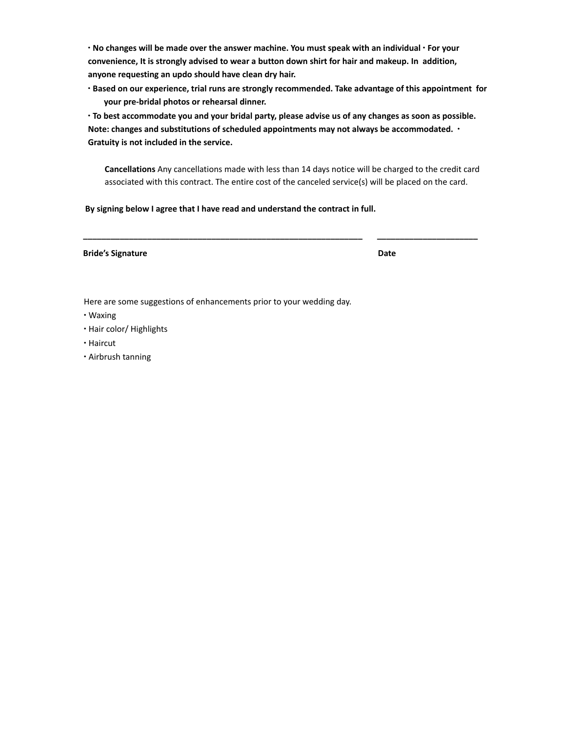- **No changes will be made over the answer machine. You must speak with an individual**
- **For your convenience, It is strongly advised to wear a button down shirt for hair and makeup. In addition, anyone requesting an updo should have clean dry hair.**
- **Based on our experience, trial runs are strongly recommended. Take advantage of this appointment for your pre-bridal photos or rehearsal dinner.**
- **To best accommodate you and your bridal party, please advise us of any changes as soon as possible. Note: changes and substitutions of scheduled appointments may not always be accommodated.**
- **Gratuity is not included in the service.**

**Cancellations** Any cancellations made with less than 14 days notice will be charged to the credit card associated with this contract. The entire cost of the canceled service(s) will be placed on the card.

**By signing below I agree that I have read and understand the contract in full.**

\_\_\_\_\_\_\_\_\_\_\_\_\_\_\_\_\_\_\_\_\_\_\_\_\_\_\_\_\_\_\_\_\_\_\_\_\_\_\_\_\_\_\_\_\_\_\_\_\_\_\_\_\_\_\_\_\_\_ \_\_\_\_\_\_\_\_\_\_\_\_\_\_\_\_\_\_\_\_\_\_

**Bride's Signature** **Date**

Here are some suggestions of enhancements prior to your wedding day.

- Waxing
- Hair color/ Highlights
- Haircut
- Airbrush tanning